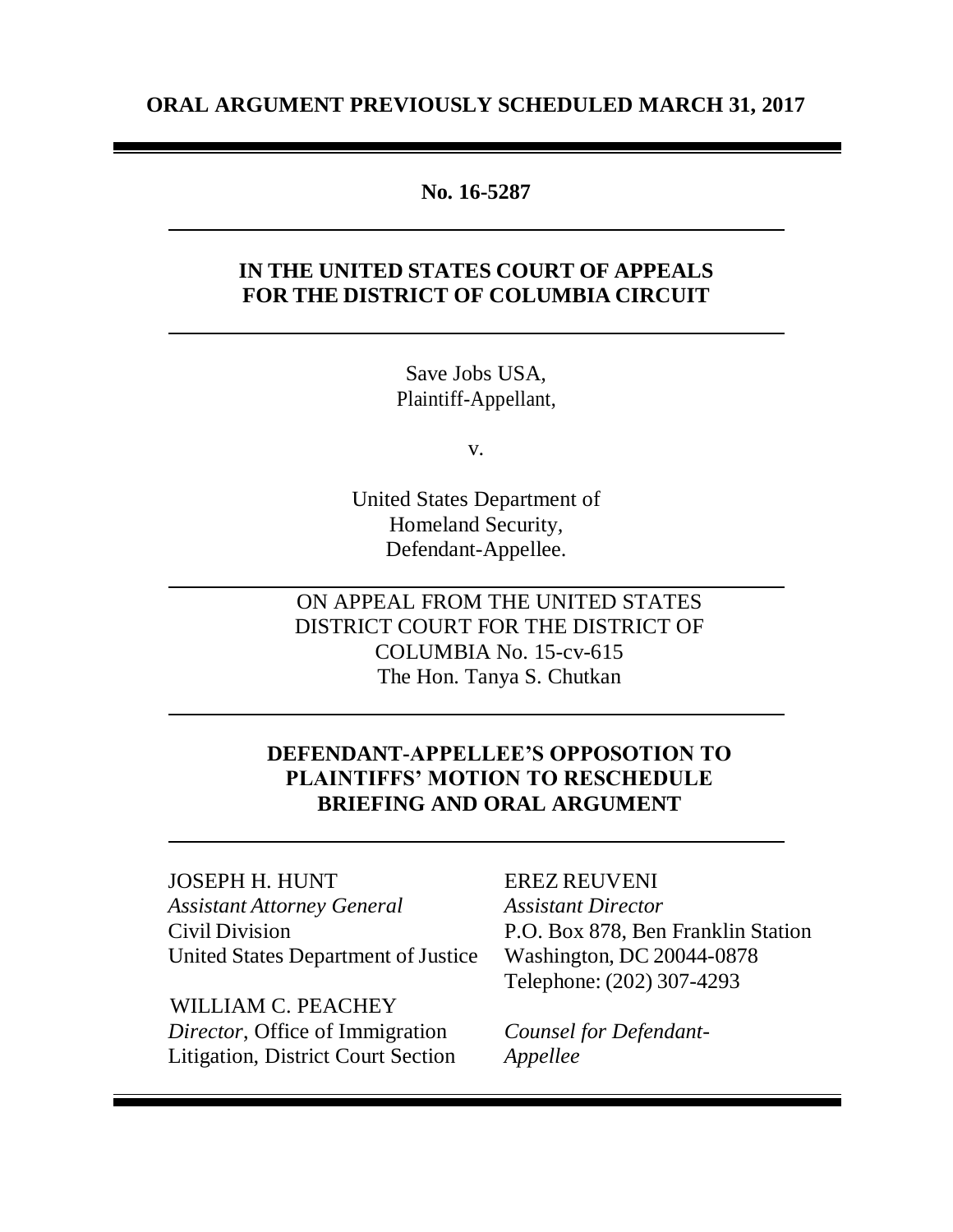**ORAL ARGUMENT PREVIOUSLY SCHEDULED MARCH 31, 2017**

**No. 16-5287**

**IN THE UNITED STATES COURT OF APPEALS FOR THE DISTRICT OF COLUMBIA CIRCUIT**

Save Jobs USA,
Plaintiff-Appellant,

v.

United States Department of Homeland Security,
Defendant-Appellee.

ON APPEAL FROM THE UNITED STATES DISTRICT COURT FOR THE DISTRICT OF COLUMBIA No. 15-cv-615
The Hon. Tanya S. Chutkan

**DEFENDANT-APPELLEE'S OPPOSOTION TO PLAINTIFFS' MOTION TO RESCHEDULE BRIEFING AND ORAL ARGUMENT**

JOSEPH H. HUNT
*Assistant Attorney General*
Civil Division
United States Department of Justice

WILLIAM C. PEACHEY
*Director*, Office of Immigration Litigation, District Court Section

EREZ REUVENI
*Assistant Director*
P.O. Box 878, Ben Franklin Station
Washington, DC 20044-0878
Telephone: (202) 307-4293

*Counsel for Defendant-Appellee*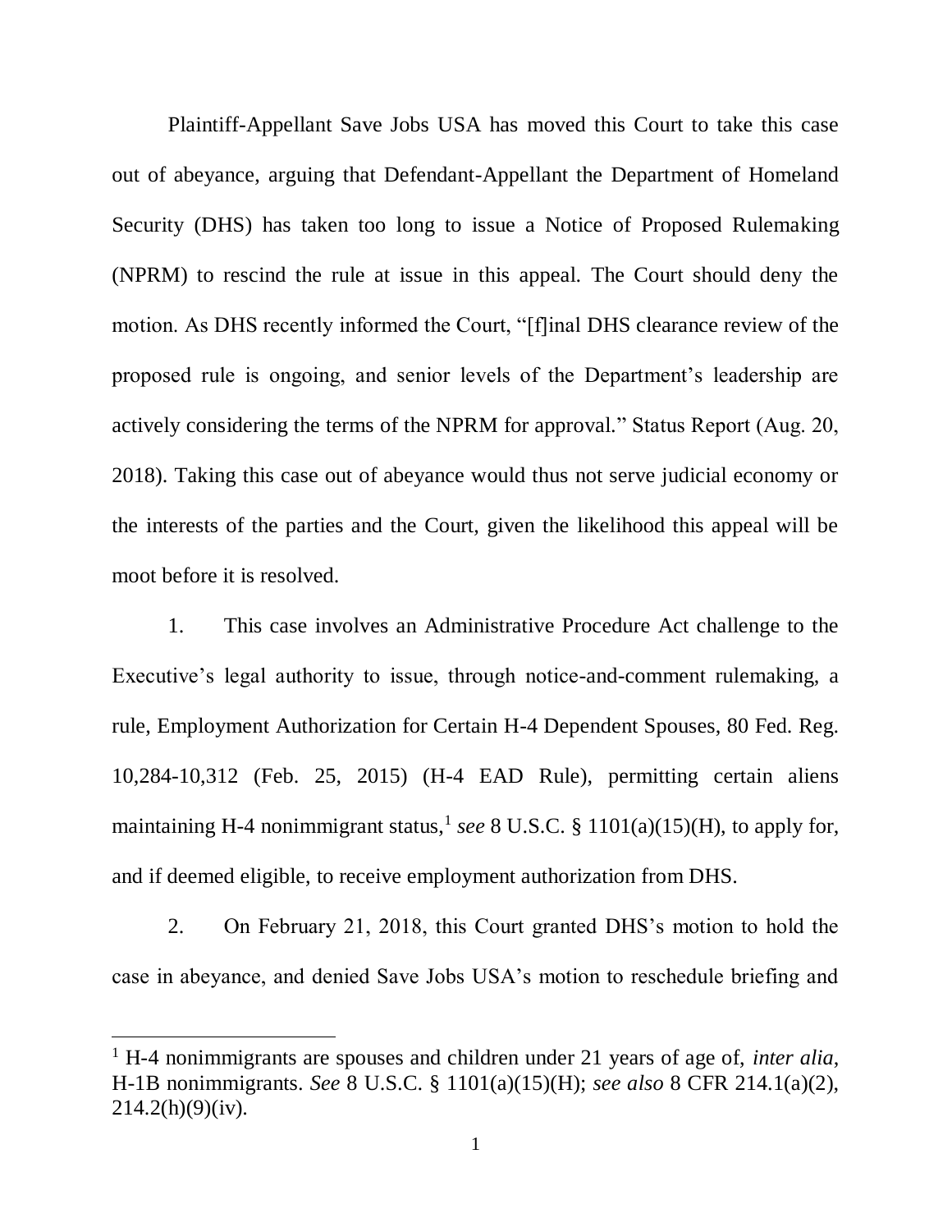Plaintiff-Appellant Save Jobs USA has moved this Court to take this case out of abeyance, arguing that Defendant-Appellant the Department of Homeland Security (DHS) has taken too long to issue a Notice of Proposed Rulemaking (NPRM) to rescind the rule at issue in this appeal. The Court should deny the motion. As DHS recently informed the Court, "[f]inal DHS clearance review of the proposed rule is ongoing, and senior levels of the Department's leadership are actively considering the terms of the NPRM for approval." Status Report (Aug. 20, 2018). Taking this case out of abeyance would thus not serve judicial economy or the interests of the parties and the Court, given the likelihood this appeal will be moot before it is resolved.

1. This case involves an Administrative Procedure Act challenge to the Executive's legal authority to issue, through notice-and-comment rulemaking, a rule, Employment Authorization for Certain H-4 Dependent Spouses, 80 Fed. Reg. 10,284-10,312 (Feb. 25, 2015) (H-4 EAD Rule), permitting certain aliens maintaining H-4 nonimmigrant status,[1] *see* 8 U.S.C. § 1101(a)(15)(H), to apply for, and if deemed eligible, to receive employment authorization from DHS.

2. On February 21, 2018, this Court granted DHS's motion to hold the case in abeyance, and denied Save Jobs USA's motion to reschedule briefing and

[1] H-4 nonimmigrants are spouses and children under 21 years of age of, *inter alia*, H-1B nonimmigrants. *See* 8 U.S.C. § 1101(a)(15)(H); *see also* 8 CFR 214.1(a)(2), 214.2(h)(9)(iv).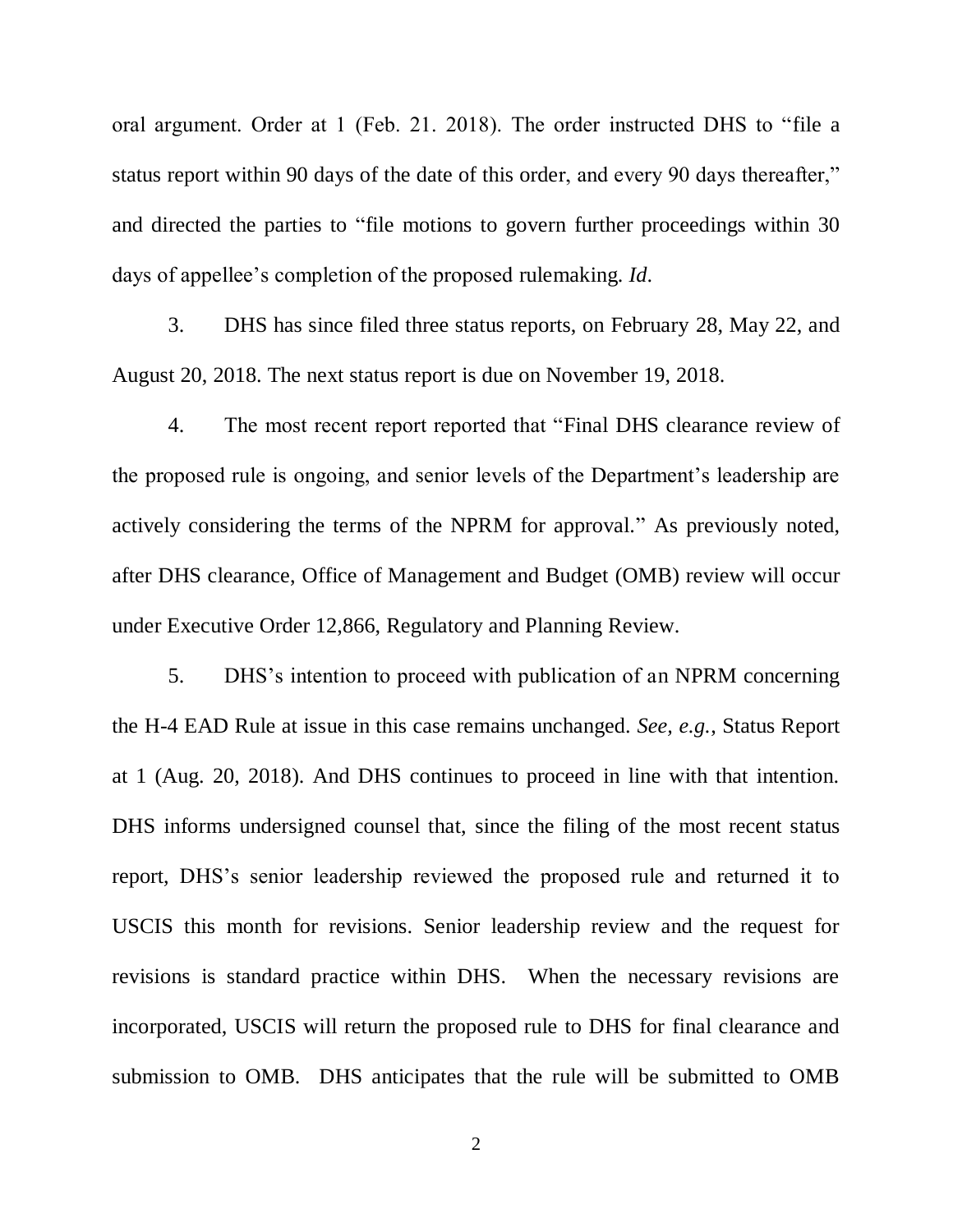oral argument. Order at 1 (Feb. 21. 2018). The order instructed DHS to "file a status report within 90 days of the date of this order, and every 90 days thereafter," and directed the parties to "file motions to govern further proceedings within 30 days of appellee's completion of the proposed rulemaking. *Id*.

3. DHS has since filed three status reports, on February 28, May 22, and August 20, 2018. The next status report is due on November 19, 2018.

4. The most recent report reported that "Final DHS clearance review of the proposed rule is ongoing, and senior levels of the Department's leadership are actively considering the terms of the NPRM for approval." As previously noted, after DHS clearance, Office of Management and Budget (OMB) review will occur under Executive Order 12,866, Regulatory and Planning Review.

5. DHS's intention to proceed with publication of an NPRM concerning the H-4 EAD Rule at issue in this case remains unchanged. *See, e.g.*, Status Report at 1 (Aug. 20, 2018). And DHS continues to proceed in line with that intention. DHS informs undersigned counsel that, since the filing of the most recent status report, DHS's senior leadership reviewed the proposed rule and returned it to USCIS this month for revisions. Senior leadership review and the request for revisions is standard practice within DHS. When the necessary revisions are incorporated, USCIS will return the proposed rule to DHS for final clearance and submission to OMB. DHS anticipates that the rule will be submitted to OMB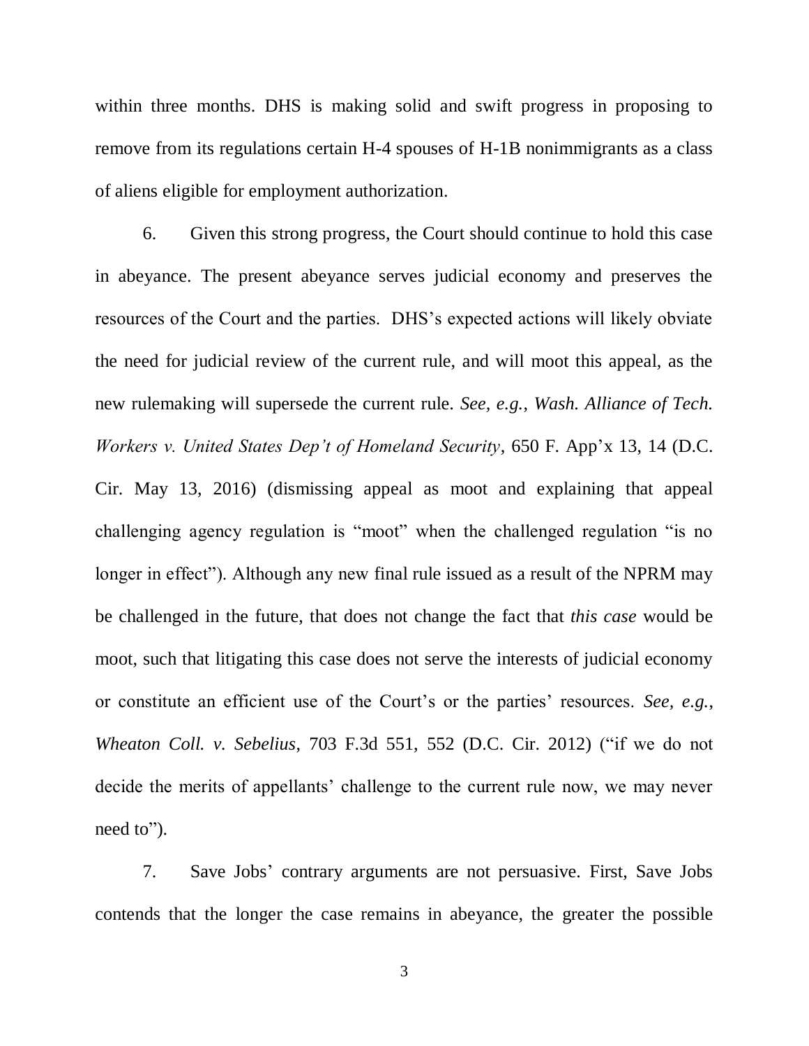within three months. DHS is making solid and swift progress in proposing to remove from its regulations certain H-4 spouses of H-1B nonimmigrants as a class of aliens eligible for employment authorization.

6. Given this strong progress, the Court should continue to hold this case in abeyance. The present abeyance serves judicial economy and preserves the resources of the Court and the parties. DHS's expected actions will likely obviate the need for judicial review of the current rule, and will moot this appeal, as the new rulemaking will supersede the current rule. *See, e.g.*, *Wash. Alliance of Tech. Workers v. United States Dep't of Homeland Security*, 650 F. App'x 13, 14 (D.C. Cir. May 13, 2016) (dismissing appeal as moot and explaining that appeal challenging agency regulation is "moot" when the challenged regulation "is no longer in effect"). Although any new final rule issued as a result of the NPRM may be challenged in the future, that does not change the fact that *this case* would be moot, such that litigating this case does not serve the interests of judicial economy or constitute an efficient use of the Court's or the parties' resources. *See, e.g.*, *Wheaton Coll. v. Sebelius*, 703 F.3d 551, 552 (D.C. Cir. 2012) ("if we do not decide the merits of appellants' challenge to the current rule now, we may never need to").

7. Save Jobs' contrary arguments are not persuasive. First, Save Jobs contends that the longer the case remains in abeyance, the greater the possible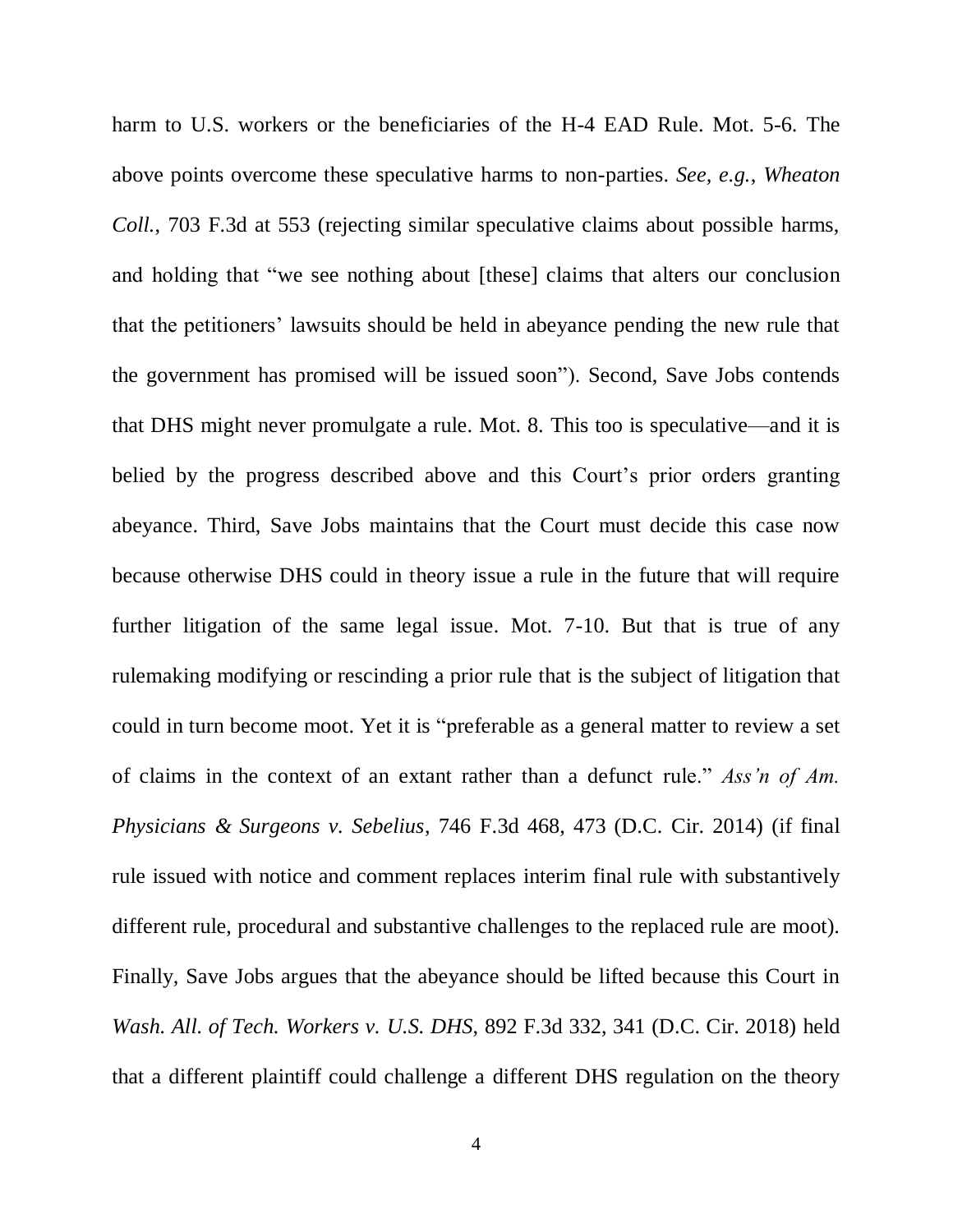harm to U.S. workers or the beneficiaries of the H-4 EAD Rule. Mot. 5-6. The above points overcome these speculative harms to non-parties. *See, e.g.*, *Wheaton Coll.*, 703 F.3d at 553 (rejecting similar speculative claims about possible harms, and holding that "we see nothing about [these] claims that alters our conclusion that the petitioners' lawsuits should be held in abeyance pending the new rule that the government has promised will be issued soon"). Second, Save Jobs contends that DHS might never promulgate a rule. Mot. 8. This too is speculative—and it is belied by the progress described above and this Court's prior orders granting abeyance. Third, Save Jobs maintains that the Court must decide this case now because otherwise DHS could in theory issue a rule in the future that will require further litigation of the same legal issue. Mot. 7-10. But that is true of any rulemaking modifying or rescinding a prior rule that is the subject of litigation that could in turn become moot. Yet it is "preferable as a general matter to review a set of claims in the context of an extant rather than a defunct rule." *Ass'n of Am. Physicians & Surgeons v. Sebelius*, 746 F.3d 468, 473 (D.C. Cir. 2014) (if final rule issued with notice and comment replaces interim final rule with substantively different rule, procedural and substantive challenges to the replaced rule are moot). Finally, Save Jobs argues that the abeyance should be lifted because this Court in *Wash. All. of Tech. Workers v. U.S. DHS*, 892 F.3d 332, 341 (D.C. Cir. 2018) held that a different plaintiff could challenge a different DHS regulation on the theory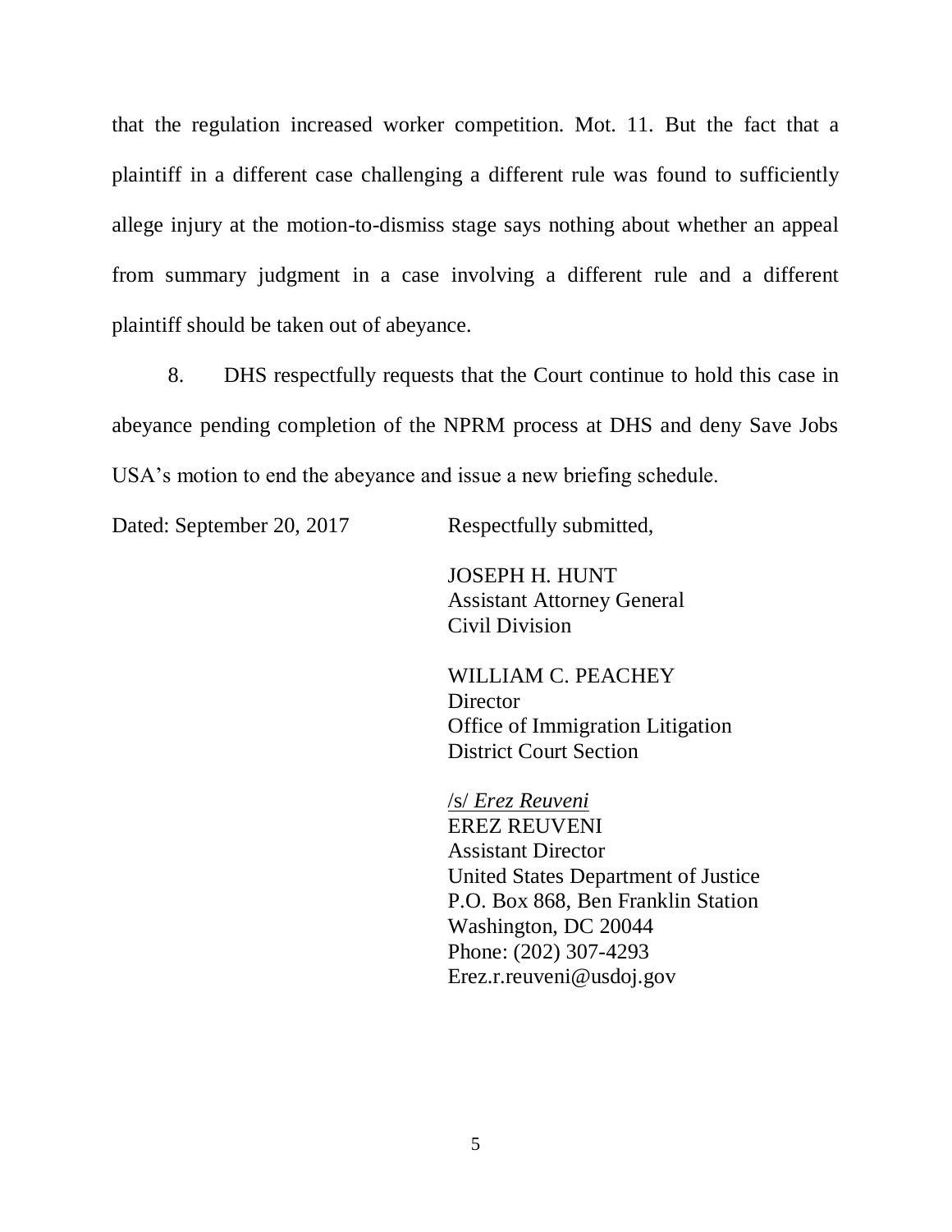that the regulation increased worker competition. Mot. 11. But the fact that a plaintiff in a different case challenging a different rule was found to sufficiently allege injury at the motion-to-dismiss stage says nothing about whether an appeal from summary judgment in a case involving a different rule and a different plaintiff should be taken out of abeyance.

8. DHS respectfully requests that the Court continue to hold this case in abeyance pending completion of the NPRM process at DHS and deny Save Jobs USA's motion to end the abeyance and issue a new briefing schedule.

Dated: September 20, 2017

Respectfully submitted,

JOSEPH H. HUNT
Assistant Attorney General
Civil Division

WILLIAM C. PEACHEY
Director
Office of Immigration Litigation
District Court Section

/s/ *Erez Reuveni*
EREZ REUVENI
Assistant Director
United States Department of Justice
P.O. Box 868, Ben Franklin Station
Washington, DC 20044
Phone: (202) 307-4293
Erez.r.reuveni@usdoj.gov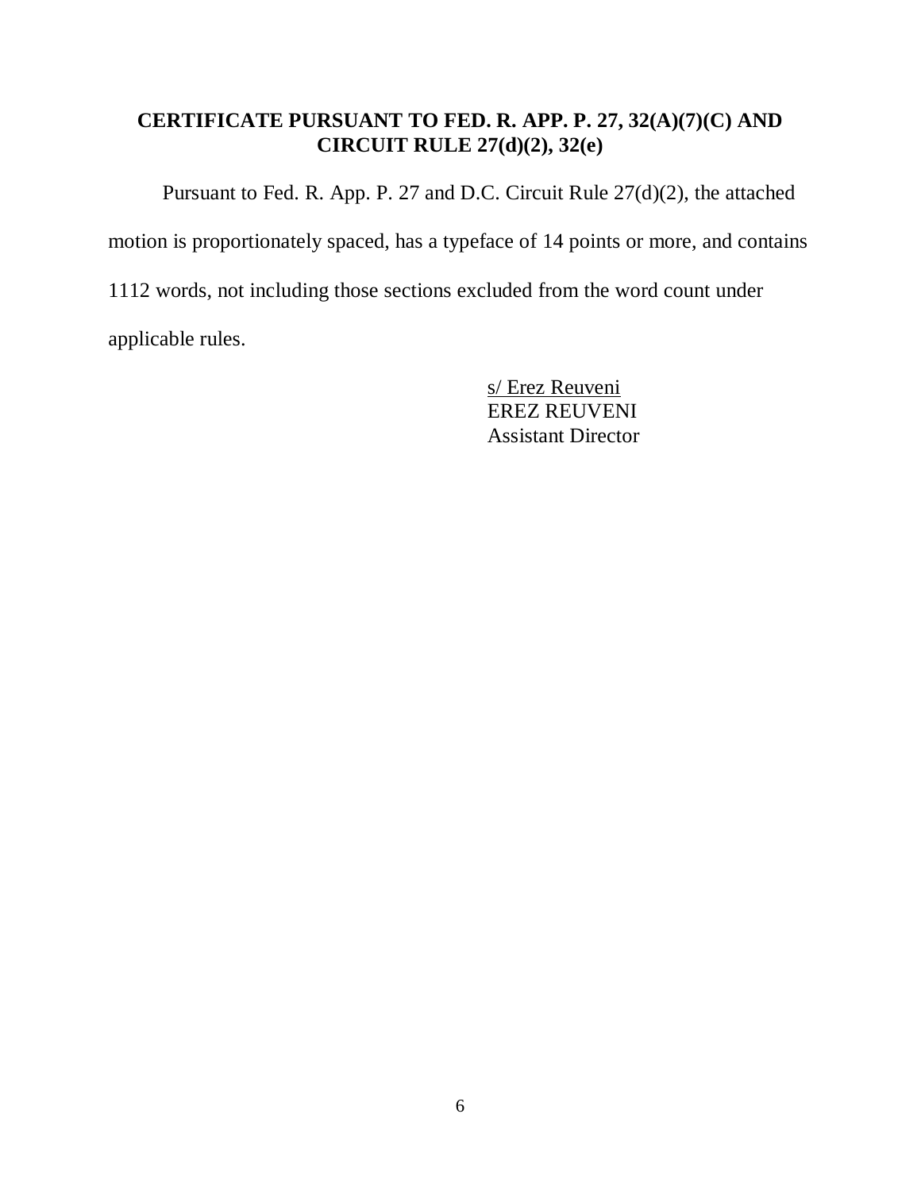## CERTIFICATE PURSUANT TO FED. R. APP. P. 27, 32(A)(7)(C) AND CIRCUIT RULE 27(d)(2), 32(e)

Pursuant to Fed. R. App. P. 27 and D.C. Circuit Rule 27(d)(2), the attached motion is proportionately spaced, has a typeface of 14 points or more, and contains 1112 words, not including those sections excluded from the word count under applicable rules.

s/ Erez Reuveni
EREZ REUVENI
Assistant Director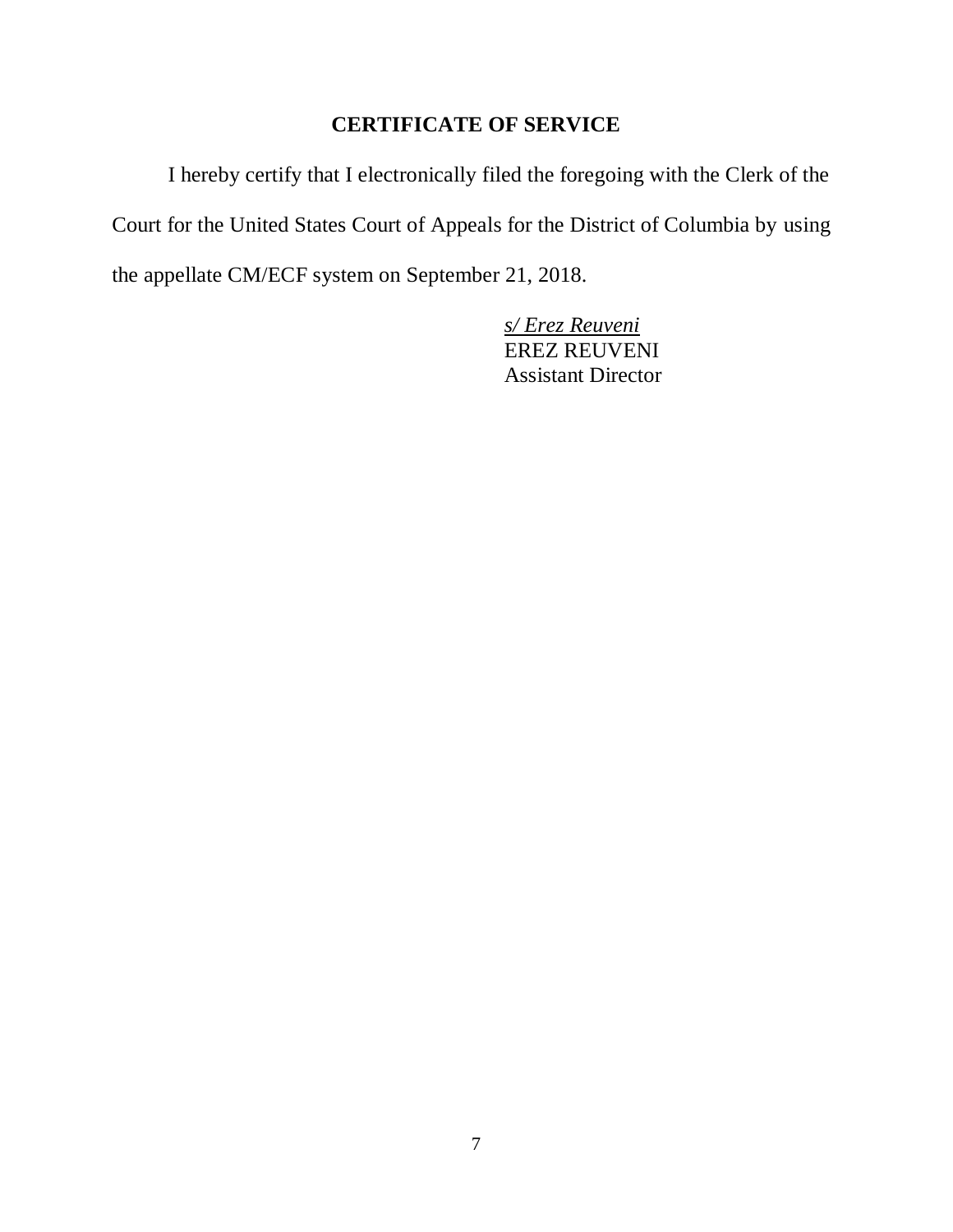## CERTIFICATE OF SERVICE

I hereby certify that I electronically filed the foregoing with the Clerk of the Court for the United States Court of Appeals for the District of Columbia by using the appellate CM/ECF system on September 21, 2018.

*s/ Erez Reuveni*
EREZ REUVENI
Assistant Director